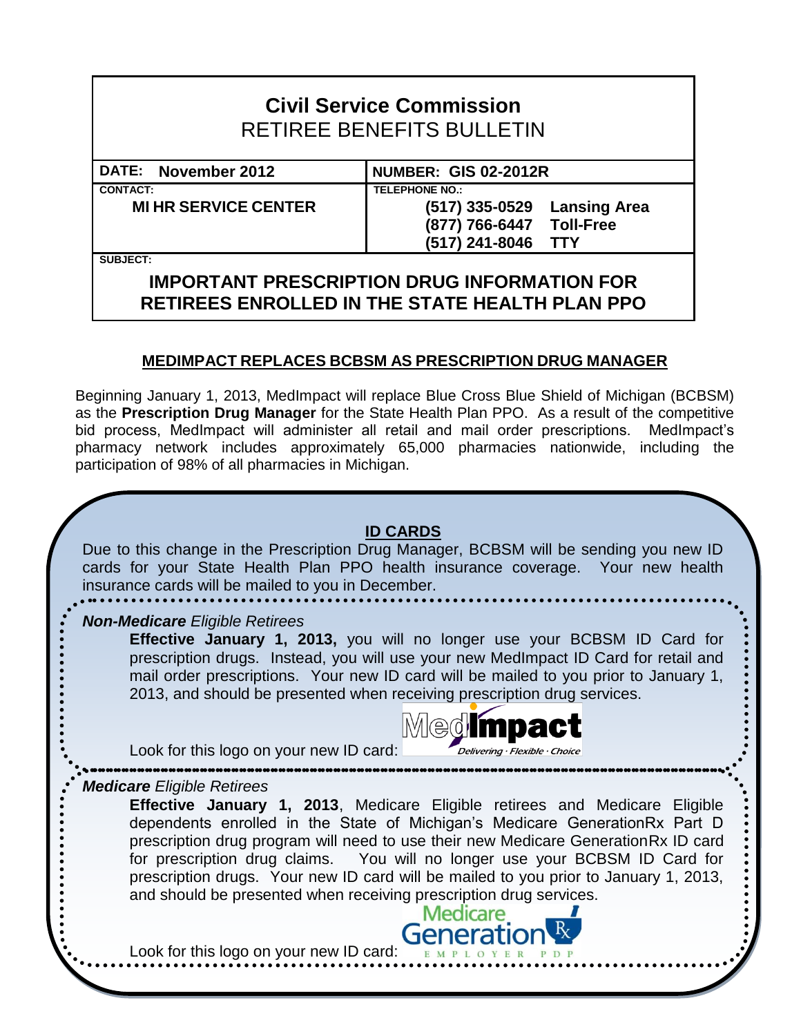# Civil Service Commission
## RETIREE BENEFITS BULLETIN

| **DATE: November 2012** | **NUMBER: GIS 02-2012R** |
| --- | --- |
| **CONTACT:** **MI HR SERVICE CENTER** | **TELEPHONE NO.:** **(517) 335-0529 Lansing Area** **(877) 766-6447 Toll-Free** **(517) 241-8046 TTY** |

**SUBJECT:**

**IMPORTANT PRESCRIPTION DRUG INFORMATION FOR RETIREES ENROLLED IN THE STATE HEALTH PLAN PPO**

### MEDIMPACT REPLACES BCBSM AS PRESCRIPTION DRUG MANAGER

Beginning January 1, 2013, MedImpact will replace Blue Cross Blue Shield of Michigan (BCBSM) as the **Prescription Drug Manager** for the State Health Plan PPO. As a result of the competitive bid process, MedImpact will administer all retail and mail order prescriptions. MedImpact's pharmacy network includes approximately 65,000 pharmacies nationwide, including the participation of 98% of all pharmacies in Michigan.

### ID CARDS

Due to this change in the Prescription Drug Manager, BCBSM will be sending you new ID cards for your State Health Plan PPO health insurance coverage. Your new health insurance cards will be mailed to you in December.

***Non-Medicare*** *Eligible Retirees*

**Effective January 1, 2013,** you will no longer use your BCBSM ID Card for prescription drugs. Instead, you will use your new MedImpact ID Card for retail and mail order prescriptions. Your new ID card will be mailed to you prior to January 1, 2013, and should be presented when receiving prescription drug services.

Look for this logo on your new ID card: MedImpact Delivering · Flexible · Choice

***Medicare*** *Eligible Retirees*

**Effective January 1, 2013**, Medicare Eligible retirees and Medicare Eligible dependents enrolled in the State of Michigan's Medicare GenerationRx Part D prescription drug program will need to use their new Medicare GenerationRx ID card for prescription drug claims. You will no longer use your BCBSM ID Card for prescription drugs. Your new ID card will be mailed to you prior to January 1, 2013, and should be presented when receiving prescription drug services.

Look for this logo on your new ID card: Medicare Generation Rx EMPLOYER PDP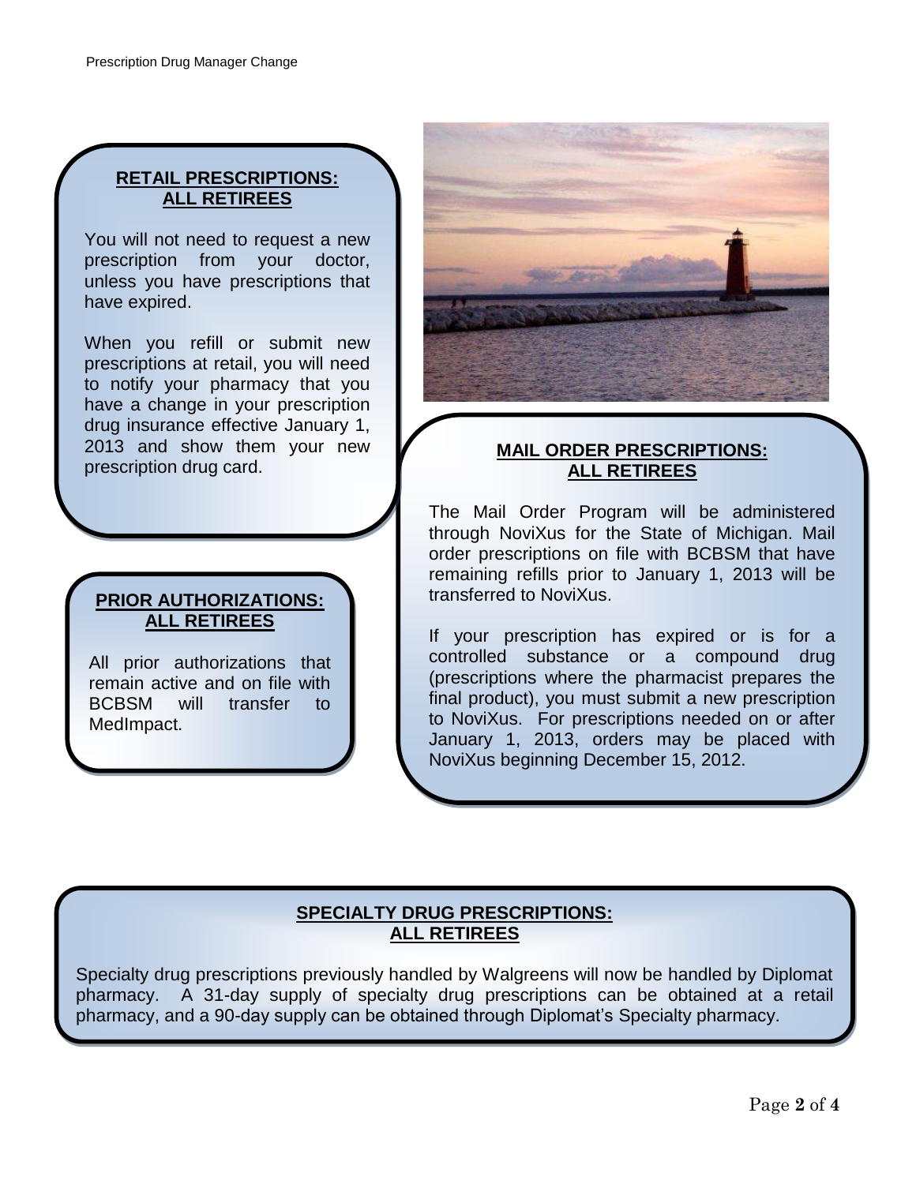## RETAIL PRESCRIPTIONS: ALL RETIREES

You will not need to request a new prescription from your doctor, unless you have prescriptions that have expired.

When you refill or submit new prescriptions at retail, you will need to notify your pharmacy that you have a change in your prescription drug insurance effective January 1, 2013 and show them your new prescription drug card.

## PRIOR AUTHORIZATIONS: ALL RETIREES

All prior authorizations that remain active and on file with BCBSM will transfer to MedImpact.

## MAIL ORDER PRESCRIPTIONS: ALL RETIREES

The Mail Order Program will be administered through NoviXus for the State of Michigan. Mail order prescriptions on file with BCBSM that have remaining refills prior to January 1, 2013 will be transferred to NoviXus.

If your prescription has expired or is for a controlled substance or a compound drug (prescriptions where the pharmacist prepares the final product), you must submit a new prescription to NoviXus. For prescriptions needed on or after January 1, 2013, orders may be placed with NoviXus beginning December 15, 2012.

## SPECIALTY DRUG PRESCRIPTIONS: ALL RETIREES

Specialty drug prescriptions previously handled by Walgreens will now be handled by Diplomat pharmacy. A 31-day supply of specialty drug prescriptions can be obtained at a retail pharmacy, and a 90-day supply can be obtained through Diplomat's Specialty pharmacy.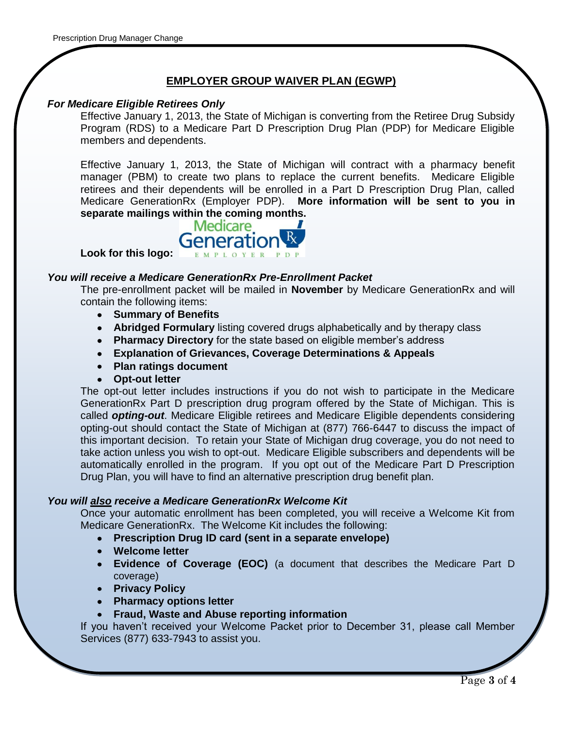## EMPLOYER GROUP WAIVER PLAN (EGWP)

### *For Medicare Eligible Retirees Only*

Effective January 1, 2013, the State of Michigan is converting from the Retiree Drug Subsidy Program (RDS) to a Medicare Part D Prescription Drug Plan (PDP) for Medicare Eligible members and dependents.

Effective January 1, 2013, the State of Michigan will contract with a pharmacy benefit manager (PBM) to create two plans to replace the current benefits. Medicare Eligible retirees and their dependents will be enrolled in a Part D Prescription Drug Plan, called Medicare GenerationRx (Employer PDP). **More information will be sent to you in separate mailings within the coming months.**

**Look for this logo:** Medicare GenerationRx EMPLOYER PDP

### *You will receive a Medicare GenerationRx Pre-Enrollment Packet*

The pre-enrollment packet will be mailed in **November** by Medicare GenerationRx and will contain the following items:

- **Summary of Benefits**
- **Abridged Formulary** listing covered drugs alphabetically and by therapy class
- **Pharmacy Directory** for the state based on eligible member's address
- **Explanation of Grievances, Coverage Determinations & Appeals**
- **Plan ratings document**
- **Opt-out letter**

The opt-out letter includes instructions if you do not wish to participate in the Medicare GenerationRx Part D prescription drug program offered by the State of Michigan. This is called ***opting-out***. Medicare Eligible retirees and Medicare Eligible dependents considering opting-out should contact the State of Michigan at (877) 766-6447 to discuss the impact of this important decision. To retain your State of Michigan drug coverage, you do not need to take action unless you wish to opt-out. Medicare Eligible subscribers and dependents will be automatically enrolled in the program. If you opt out of the Medicare Part D Prescription Drug Plan, you will have to find an alternative prescription drug benefit plan.

### *You will <u>also</u> receive a Medicare GenerationRx Welcome Kit*

Once your automatic enrollment has been completed, you will receive a Welcome Kit from Medicare GenerationRx. The Welcome Kit includes the following:

- **Prescription Drug ID card (sent in a separate envelope)**
- **Welcome letter**
- **Evidence of Coverage (EOC)** (a document that describes the Medicare Part D coverage)
- **Privacy Policy**
- **Pharmacy options letter**
- **Fraud, Waste and Abuse reporting information**

If you haven't received your Welcome Packet prior to December 31, please call Member Services (877) 633-7943 to assist you.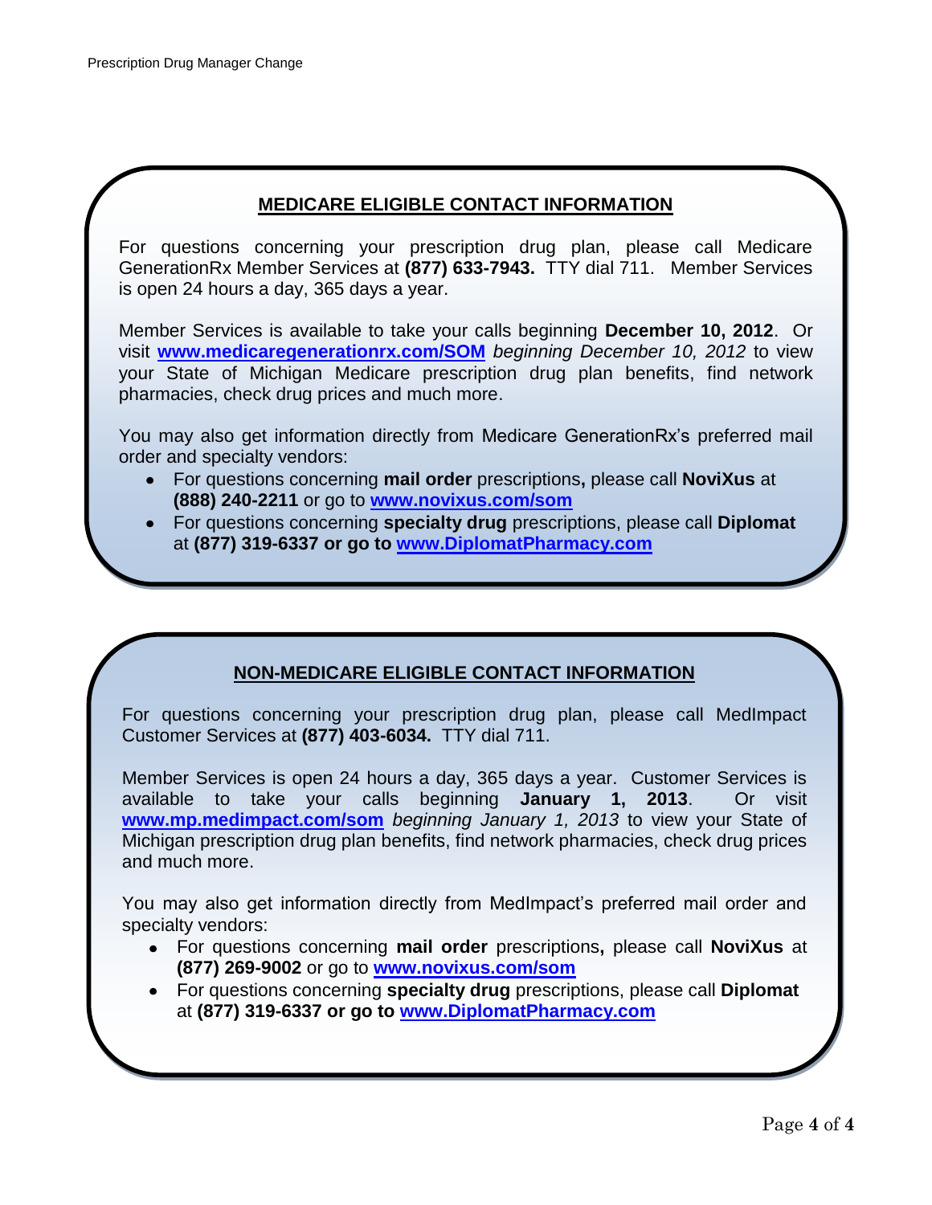## MEDICARE ELIGIBLE CONTACT INFORMATION

For questions concerning your prescription drug plan, please call Medicare GenerationRx Member Services at **(877) 633-7943.** TTY dial 711. Member Services is open 24 hours a day, 365 days a year.

Member Services is available to take your calls beginning **December 10, 2012**. Or visit **www.medicaregenerationrx.com/SOM** *beginning December 10, 2012* to view your State of Michigan Medicare prescription drug plan benefits, find network pharmacies, check drug prices and much more.

You may also get information directly from Medicare GenerationRx's preferred mail order and specialty vendors:

- For questions concerning **mail order** prescriptions**,** please call **NoviXus** at **(888) 240-2211** or go to **www.novixus.com/som**
- For questions concerning **specialty drug** prescriptions, please call **Diplomat** at **(877) 319-6337 or go to www.DiplomatPharmacy.com**

## NON-MEDICARE ELIGIBLE CONTACT INFORMATION

For questions concerning your prescription drug plan, please call MedImpact Customer Services at **(877) 403-6034.** TTY dial 711.

Member Services is open 24 hours a day, 365 days a year. Customer Services is available to take your calls beginning **January 1, 2013**. Or visit **www.mp.medimpact.com/som** *beginning January 1, 2013* to view your State of Michigan prescription drug plan benefits, find network pharmacies, check drug prices and much more.

You may also get information directly from MedImpact's preferred mail order and specialty vendors:

- For questions concerning **mail order** prescriptions**,** please call **NoviXus** at **(877) 269-9002** or go to **www.novixus.com/som**
- For questions concerning **specialty drug** prescriptions, please call **Diplomat** at **(877) 319-6337 or go to www.DiplomatPharmacy.com**